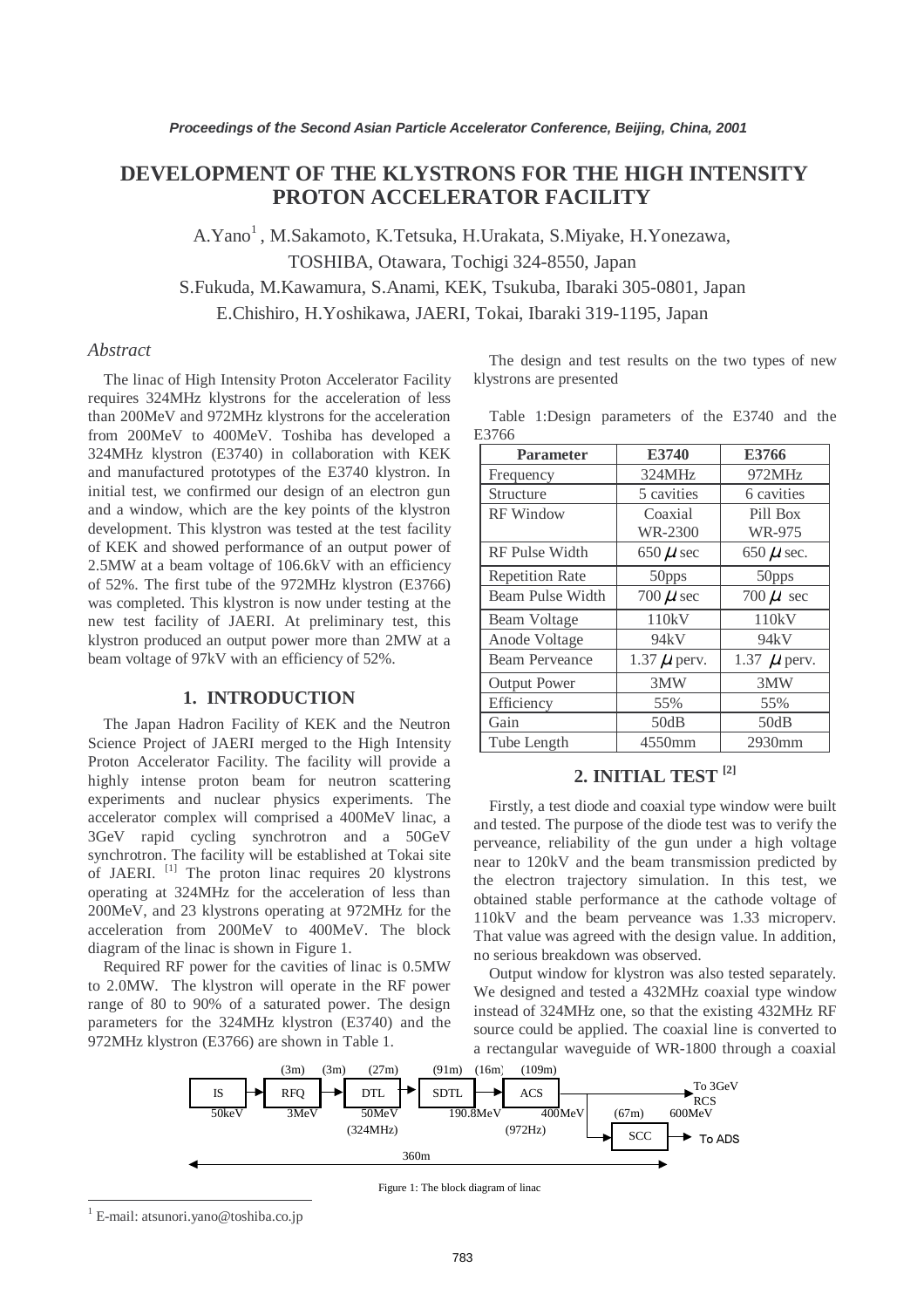# DEVELOPMENT OF THE KLYSTRONS FOR THE HIGH INTENSITY PROTON ACCELERATOR FACILITY

A.Yano[1], M.Sakamoto, K.Tetsuka, H.Urakata, S.Miyake, H.Yonezawa, TOSHIBA, Otawara, Tochigi 324-8550, Japan

S.Fukuda, M.Kawamura, S.Anami, KEK, Tsukuba, Ibaraki 305-0801, Japan

E.Chishiro, H.Yoshikawa, JAERI, Tokai, Ibaraki 319-1195, Japan

## *Abstract*

The linac of High Intensity Proton Accelerator Facility requires 324MHz klystrons for the acceleration of less than 200MeV and 972MHz klystrons for the acceleration from 200MeV to 400MeV. Toshiba has developed a 324MHz klystron (E3740) in collaboration with KEK and manufactured prototypes of the E3740 klystron. In initial test, we confirmed our design of an electron gun and a window, which are the key points of the klystron development. This klystron was tested at the test facility of KEK and showed performance of an output power of 2.5MW at a beam voltage of 106.6kV with an efficiency of 52%. The first tube of the 972MHz klystron (E3766) was completed. This klystron is now under testing at the new test facility of JAERI. At preliminary test, this klystron produced an output power more than 2MW at a beam voltage of 97kV with an efficiency of 52%.

## 1. INTRODUCTION

The Japan Hadron Facility of KEK and the Neutron Science Project of JAERI merged to the High Intensity Proton Accelerator Facility. The facility will provide a highly intense proton beam for neutron scattering experiments and nuclear physics experiments. The accelerator complex will comprised a 400MeV linac, a 3GeV rapid cycling synchrotron and a 50GeV synchrotron. The facility will be established at Tokai site of JAERI. [1] The proton linac requires 20 klystrons operating at 324MHz for the acceleration of less than 200MeV, and 23 klystrons operating at 972MHz for the acceleration from 200MeV to 400MeV. The block diagram of the linac is shown in Figure 1.

Required RF power for the cavities of linac is 0.5MW to 2.0MW. The klystron will operate in the RF power range of 80 to 90% of a saturated power. The design parameters for the 324MHz klystron (E3740) and the 972MHz klystron (E3766) are shown in Table 1.

The design and test results on the two types of new klystrons are presented

Table 1:Design parameters of the E3740 and the E3766

| Parameter | E3740 | E3766 |
|---|---|---|
| Frequency | 324MHz | 972MHz |
| Structure | 5 cavities | 6 cavities |
| RF Window | Coaxial WR-2300 | Pill Box WR-975 |
| RF Pulse Width | 650 $\mu$ sec | 650 $\mu$ sec. |
| Repetition Rate | 50pps | 50pps |
| Beam Pulse Width | 700 $\mu$ sec | 700 $\mu$ sec |
| Beam Voltage | 110kV | 110kV |
| Anode Voltage | 94kV | 94kV |
| Beam Perveance | 1.37 $\mu$ perv. | 1.37 $\mu$ perv. |
| Output Power | 3MW | 3MW |
| Efficiency | 55% | 55% |
| Gain | 50dB | 50dB |
| Tube Length | 4550mm | 2930mm |

## 2. INITIAL TEST [2]

Firstly, a test diode and coaxial type window were built and tested. The purpose of the diode test was to verify the perveance, reliability of the gun under a high voltage near to 120kV and the beam transmission predicted by the electron trajectory simulation. In this test, we obtained stable performance at the cathode voltage of 110kV and the beam perveance was 1.33 microperv. That value was agreed with the design value. In addition, no serious breakdown was observed.

Output window for klystron was also tested separately. We designed and tested a 432MHz coaxial type window instead of 324MHz one, so that the existing 432MHz RF source could be applied. The coaxial line is converted to a rectangular waveguide of WR-1800 through a coaxial

IS → (3m) RFQ → (3m) DTL (27m) → (91m) SDTL → (16m) ACS (109m) → To 3GeV RCS; → (67m) SCC → To ADS

50keV, 3MeV, 50MeV (324MHz), 190.8MeV, 400MeV (972Hz), 600MeV; 360m

Figure 1: The block diagram of linac

[1] E-mail: atsunori.yano@toshiba.co.jp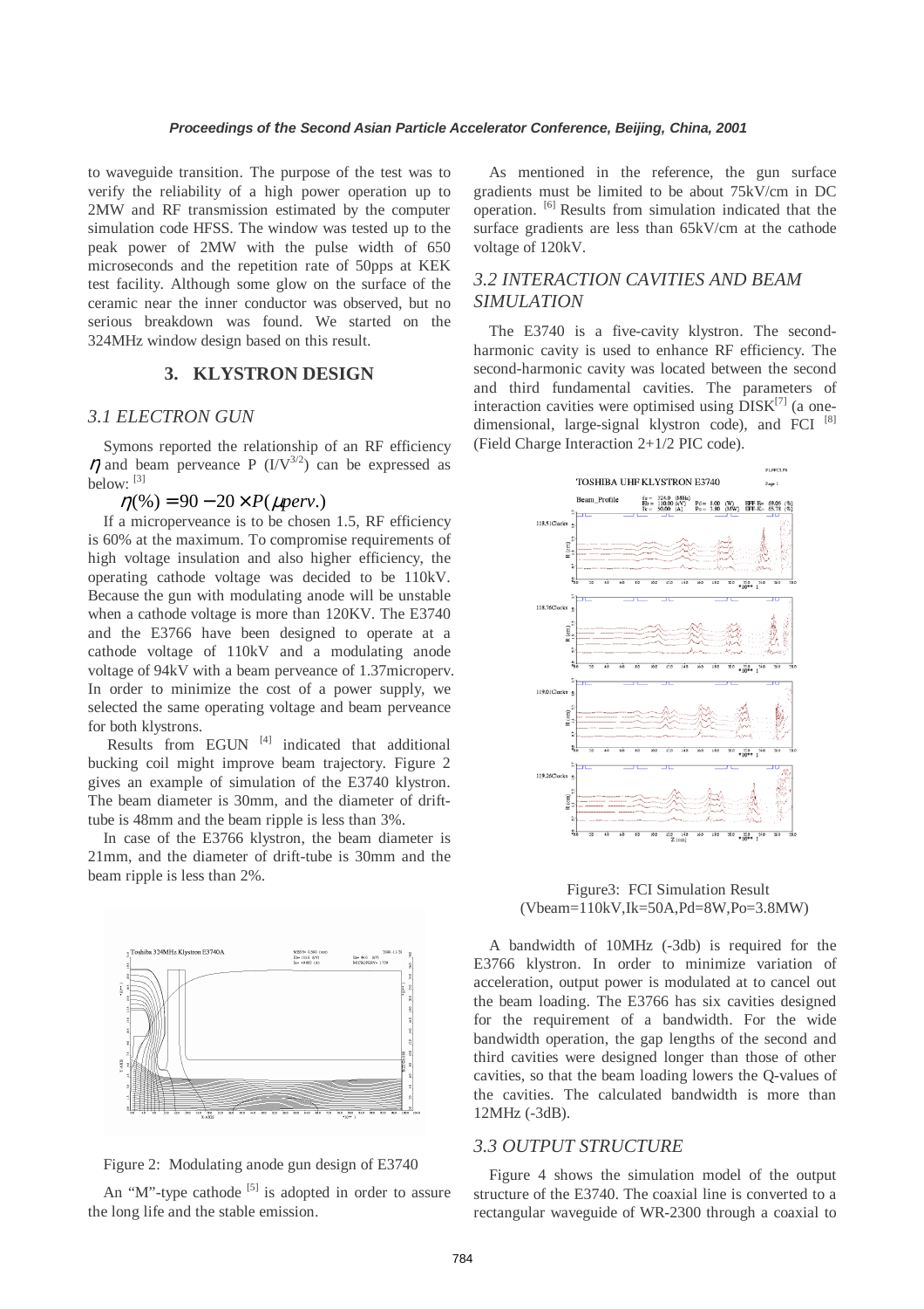to waveguide transition. The purpose of the test was to verify the reliability of a high power operation up to 2MW and RF transmission estimated by the computer simulation code HFSS. The window was tested up to the peak power of 2MW with the pulse width of 650 microseconds and the repetition rate of 50pps at KEK test facility. Although some glow on the surface of the ceramic near the inner conductor was observed, but no serious breakdown was found. We started on the 324MHz window design based on this result.

## 3. KLYSTRON DESIGN

### *3.1 ELECTRON GUN*

Symons reported the relationship of an RF efficiency $\eta$ and beam perveance P ($I/V^{3/2}$) can be expressed as below: [3]

$$\eta(\%) = 90 - 20 \times P(\mu perv.)$$

If a microperveance is to be chosen 1.5, RF efficiency is 60% at the maximum. To compromise requirements of high voltage insulation and also higher efficiency, the operating cathode voltage was decided to be 110kV. Because the gun with modulating anode will be unstable when a cathode voltage is more than 120KV. The E3740 and the E3766 have been designed to operate at a cathode voltage of 110kV and a modulating anode voltage of 94kV with a beam perveance of 1.37microperv. In order to minimize the cost of a power supply, we selected the same operating voltage and beam perveance for both klystrons.

Results from EGUN [4] indicated that additional bucking coil might improve beam trajectory. Figure 2 gives an example of simulation of the E3740 klystron. The beam diameter is 30mm, and the diameter of drift-tube is 48mm and the beam ripple is less than 3%.

In case of the E3766 klystron, the beam diameter is 21mm, and the diameter of drift-tube is 30mm and the beam ripple is less than 2%.

Figure 2: Modulating anode gun design of E3740

An "M"-type cathode [5] is adopted in order to assure the long life and the stable emission.

As mentioned in the reference, the gun surface gradients must be limited to be about 75kV/cm in DC operation. [6] Results from simulation indicated that the surface gradients are less than 65kV/cm at the cathode voltage of 120kV.

### *3.2 INTERACTION CAVITIES AND BEAM SIMULATION*

The E3740 is a five-cavity klystron. The second-harmonic cavity is used to enhance RF efficiency. The second-harmonic cavity was located between the second and third fundamental cavities. The parameters of interaction cavities were optimised using DISK[7] (a one-dimensional, large-signal klystron code), and FCI [8] (Field Charge Interaction 2+1/2 PIC code).

Figure3: FCI Simulation Result
(Vbeam=110kV,Ik=50A,Pd=8W,Po=3.8MW)

A bandwidth of 10MHz (-3db) is required for the E3766 klystron. In order to minimize variation of acceleration, output power is modulated at to cancel out the beam loading. The E3766 has six cavities designed for the requirement of a bandwidth. For the wide bandwidth operation, the gap lengths of the second and third cavities were designed longer than those of other cavities, so that the beam loading lowers the Q-values of the cavities. The calculated bandwidth is more than 12MHz (-3dB).

### *3.3 OUTPUT STRUCTURE*

Figure 4 shows the simulation model of the output structure of the E3740. The coaxial line is converted to a rectangular waveguide of WR-2300 through a coaxial to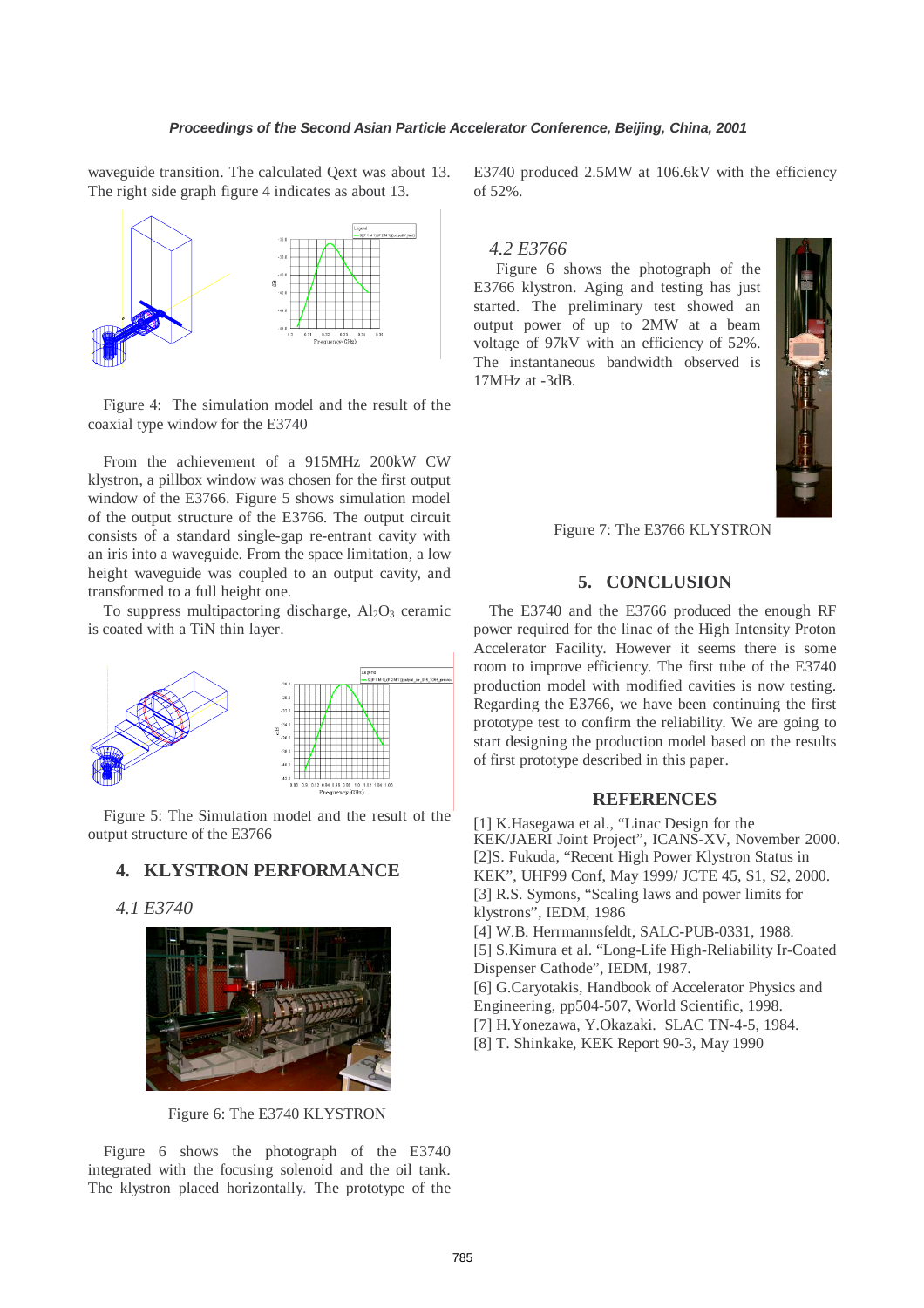waveguide transition. The calculated Qext was about 13. The right side graph figure 4 indicates as about 13.

Frequency(GHz)

Figure 4: The simulation model and the result of the coaxial type window for the E3740

From the achievement of a 915MHz 200kW CW klystron, a pillbox window was chosen for the first output window of the E3766. Figure 5 shows simulation model of the output structure of the E3766. The output circuit consists of a standard single-gap re-entrant cavity with an iris into a waveguide. From the space limitation, a low height waveguide was coupled to an output cavity, and transformed to a full height one.

To suppress multipactoring discharge, $Al_2O_3$ ceramic is coated with a TiN thin layer.

Frequency(GHz)

Figure 5: The Simulation model and the result of the output structure of the E3766

## 4. KLYSTRON PERFORMANCE

### *4.1 E3740*

Figure 6: The E3740 KLYSTRON

Figure 6 shows the photograph of the E3740 integrated with the focusing solenoid and the oil tank. The klystron placed horizontally. The prototype of the E3740 produced 2.5MW at 106.6kV with the efficiency of 52%.

### *4.2 E3766*

Figure 6 shows the photograph of the E3766 klystron. Aging and testing has just started. The preliminary test showed an output power of up to 2MW at a beam voltage of 97kV with an efficiency of 52%. The instantaneous bandwidth observed is 17MHz at -3dB.

Figure 7: The E3766 KLYSTRON

## 5. CONCLUSION

The E3740 and the E3766 produced the enough RF power required for the linac of the High Intensity Proton Accelerator Facility. However it seems there is some room to improve efficiency. The first tube of the E3740 production model with modified cavities is now testing. Regarding the E3766, we have been continuing the first prototype test to confirm the reliability. We are going to start designing the production model based on the results of first prototype described in this paper.

## REFERENCES

[1] K.Hasegawa et al., "Linac Design for the KEK/JAERI Joint Project", ICANS-XV, November 2000.
[2]S. Fukuda, "Recent High Power Klystron Status in KEK", UHF99 Conf, May 1999/ JCTE 45, S1, S2, 2000.
[3] R.S. Symons, "Scaling laws and power limits for klystrons", IEDM, 1986
[4] W.B. Herrmannsfeldt, SALC-PUB-0331, 1988.
[5] S.Kimura et al. "Long-Life High-Reliability Ir-Coated Dispenser Cathode", IEDM, 1987.
[6] G.Caryotakis, Handbook of Accelerator Physics and Engineering, pp504-507, World Scientific, 1998.
[7] H.Yonezawa, Y.Okazaki. SLAC TN-4-5, 1984.
[8] T. Shinkake, KEK Report 90-3, May 1990